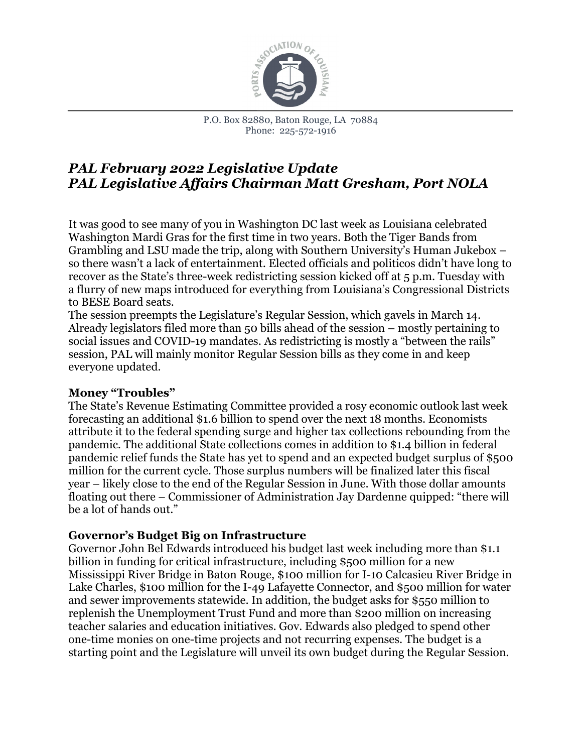P.O. Box 82880, Baton Rouge, LA 70884
Phone: 225-572-1916

# *PAL February 2022 Legislative Update*
# *PAL Legislative Affairs Chairman Matt Gresham, Port NOLA*

It was good to see many of you in Washington DC last week as Louisiana celebrated Washington Mardi Gras for the first time in two years. Both the Tiger Bands from Grambling and LSU made the trip, along with Southern University's Human Jukebox – so there wasn't a lack of entertainment. Elected officials and politicos didn't have long to recover as the State's three-week redistricting session kicked off at 5 p.m. Tuesday with a flurry of new maps introduced for everything from Louisiana's Congressional Districts to BESE Board seats.

The session preempts the Legislature's Regular Session, which gavels in March 14. Already legislators filed more than 50 bills ahead of the session – mostly pertaining to social issues and COVID-19 mandates. As redistricting is mostly a "between the rails" session, PAL will mainly monitor Regular Session bills as they come in and keep everyone updated.

**Money "Troubles"**

The State's Revenue Estimating Committee provided a rosy economic outlook last week forecasting an additional $1.6 billion to spend over the next 18 months. Economists attribute it to the federal spending surge and higher tax collections rebounding from the pandemic. The additional State collections comes in addition to $1.4 billion in federal pandemic relief funds the State has yet to spend and an expected budget surplus of $500 million for the current cycle. Those surplus numbers will be finalized later this fiscal year – likely close to the end of the Regular Session in June. With those dollar amounts floating out there – Commissioner of Administration Jay Dardenne quipped: "there will be a lot of hands out."

**Governor's Budget Big on Infrastructure**

Governor John Bel Edwards introduced his budget last week including more than $1.1 billion in funding for critical infrastructure, including $500 million for a new Mississippi River Bridge in Baton Rouge, $100 million for I-10 Calcasieu River Bridge in Lake Charles, $100 million for the I-49 Lafayette Connector, and $500 million for water and sewer improvements statewide. In addition, the budget asks for $550 million to replenish the Unemployment Trust Fund and more than $200 million on increasing teacher salaries and education initiatives. Gov. Edwards also pledged to spend other one-time monies on one-time projects and not recurring expenses. The budget is a starting point and the Legislature will unveil its own budget during the Regular Session.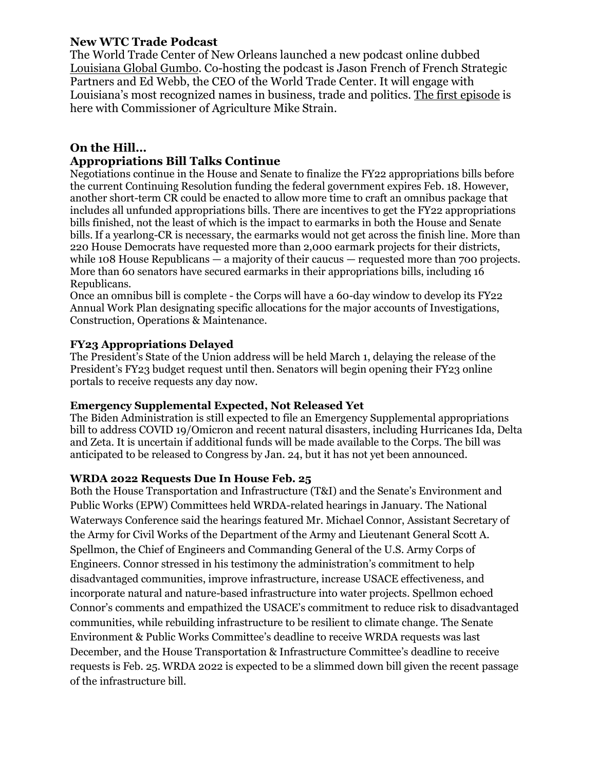### New WTC Trade Podcast

The World Trade Center of New Orleans launched a new podcast online dubbed Louisiana Global Gumbo. Co-hosting the podcast is Jason French of French Strategic Partners and Ed Webb, the CEO of the World Trade Center. It will engage with Louisiana's most recognized names in business, trade and politics. The first episode is here with Commissioner of Agriculture Mike Strain.

## On the Hill…

### Appropriations Bill Talks Continue

Negotiations continue in the House and Senate to finalize the FY22 appropriations bills before the current Continuing Resolution funding the federal government expires Feb. 18. However, another short-term CR could be enacted to allow more time to craft an omnibus package that includes all unfunded appropriations bills. There are incentives to get the FY22 appropriations bills finished, not the least of which is the impact to earmarks in both the House and Senate bills. If a yearlong-CR is necessary, the earmarks would not get across the finish line. More than 220 House Democrats have requested more than 2,000 earmark projects for their districts, while 108 House Republicans — a majority of their caucus — requested more than 700 projects. More than 60 senators have secured earmarks in their appropriations bills, including 16 Republicans.

Once an omnibus bill is complete - the Corps will have a 60-day window to develop its FY22 Annual Work Plan designating specific allocations for the major accounts of Investigations, Construction, Operations & Maintenance.

### FY23 Appropriations Delayed

The President's State of the Union address will be held March 1, delaying the release of the President's FY23 budget request until then. Senators will begin opening their FY23 online portals to receive requests any day now.

### Emergency Supplemental Expected, Not Released Yet

The Biden Administration is still expected to file an Emergency Supplemental appropriations bill to address COVID 19/Omicron and recent natural disasters, including Hurricanes Ida, Delta and Zeta. It is uncertain if additional funds will be made available to the Corps. The bill was anticipated to be released to Congress by Jan. 24, but it has not yet been announced.

### WRDA 2022 Requests Due In House Feb. 25

Both the House Transportation and Infrastructure (T&I) and the Senate's Environment and Public Works (EPW) Committees held WRDA-related hearings in January. The National Waterways Conference said the hearings featured Mr. Michael Connor, Assistant Secretary of the Army for Civil Works of the Department of the Army and Lieutenant General Scott A. Spellmon, the Chief of Engineers and Commanding General of the U.S. Army Corps of Engineers. Connor stressed in his testimony the administration's commitment to help disadvantaged communities, improve infrastructure, increase USACE effectiveness, and incorporate natural and nature-based infrastructure into water projects. Spellmon echoed Connor's comments and empathized the USACE's commitment to reduce risk to disadvantaged communities, while rebuilding infrastructure to be resilient to climate change. The Senate Environment & Public Works Committee's deadline to receive WRDA requests was last December, and the House Transportation & Infrastructure Committee's deadline to receive requests is Feb. 25. WRDA 2022 is expected to be a slimmed down bill given the recent passage of the infrastructure bill.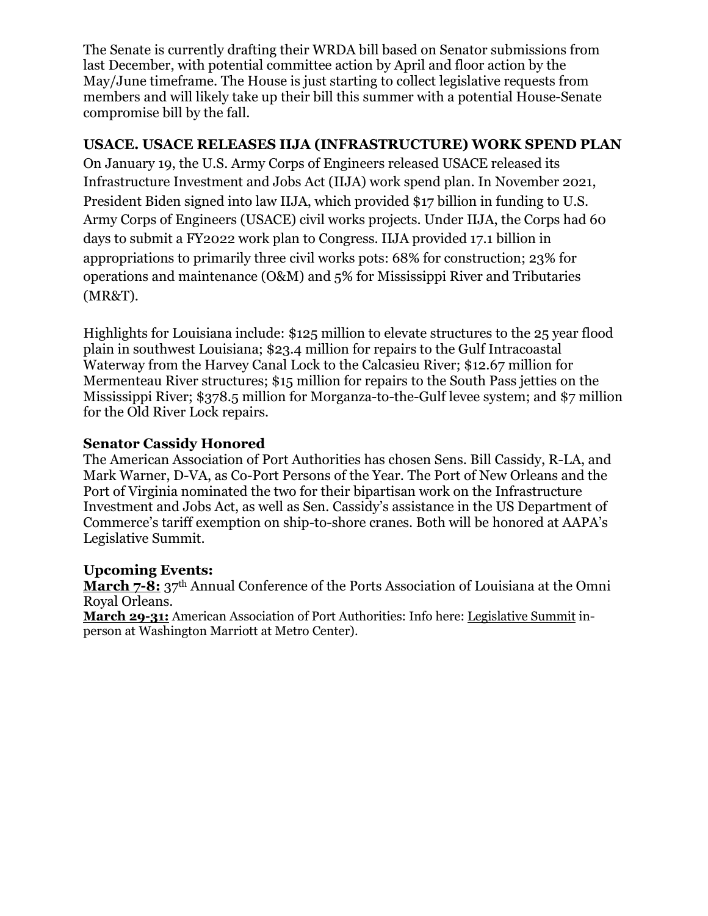The Senate is currently drafting their WRDA bill based on Senator submissions from last December, with potential committee action by April and floor action by the May/June timeframe. The House is just starting to collect legislative requests from members and will likely take up their bill this summer with a potential House-Senate compromise bill by the fall.

### USACE. USACE RELEASES IIJA (INFRASTRUCTURE) WORK SPEND PLAN

On January 19, the U.S. Army Corps of Engineers released USACE released its Infrastructure Investment and Jobs Act (IIJA) work spend plan. In November 2021, President Biden signed into law IIJA, which provided $17 billion in funding to U.S. Army Corps of Engineers (USACE) civil works projects. Under IIJA, the Corps had 60 days to submit a FY2022 work plan to Congress. IIJA provided 17.1 billion in appropriations to primarily three civil works pots: 68% for construction; 23% for operations and maintenance (O&M) and 5% for Mississippi River and Tributaries (MR&T).

Highlights for Louisiana include: $125 million to elevate structures to the 25 year flood plain in southwest Louisiana; $23.4 million for repairs to the Gulf Intracoastal Waterway from the Harvey Canal Lock to the Calcasieu River; $12.67 million for Mermenteau River structures; $15 million for repairs to the South Pass jetties on the Mississippi River; $378.5 million for Morganza-to-the-Gulf levee system; and $7 million for the Old River Lock repairs.

### Senator Cassidy Honored

The American Association of Port Authorities has chosen Sens. Bill Cassidy, R-LA, and Mark Warner, D-VA, as Co-Port Persons of the Year. The Port of New Orleans and the Port of Virginia nominated the two for their bipartisan work on the Infrastructure Investment and Jobs Act, as well as Sen. Cassidy's assistance in the US Department of Commerce's tariff exemption on ship-to-shore cranes. Both will be honored at AAPA's Legislative Summit.

### Upcoming Events:

**March 7-8:** 37th Annual Conference of the Ports Association of Louisiana at the Omni Royal Orleans.
**March 29-31:** American Association of Port Authorities: Info here: Legislative Summit in-person at Washington Marriott at Metro Center).